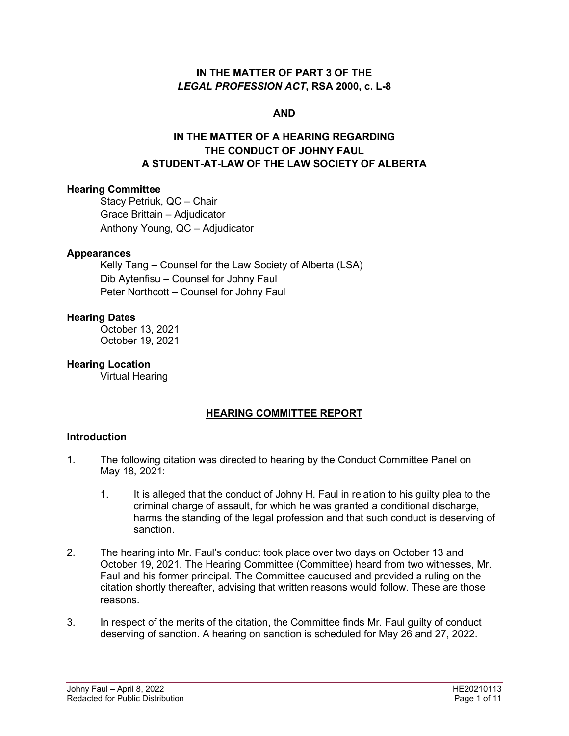**IN THE MATTER OF PART 3 OF THE *LEGAL PROFESSION ACT*, RSA 2000, c. L-8**

**AND**

**IN THE MATTER OF A HEARING REGARDING THE CONDUCT OF JOHNY FAUL A STUDENT-AT-LAW OF THE LAW SOCIETY OF ALBERTA**

**Hearing Committee**

Stacy Petriuk, QC – Chair
Grace Brittain – Adjudicator
Anthony Young, QC – Adjudicator

**Appearances**

Kelly Tang – Counsel for the Law Society of Alberta (LSA)
Dib Aytenfisu – Counsel for Johny Faul
Peter Northcott – Counsel for Johny Faul

**Hearing Dates**

October 13, 2021
October 19, 2021

**Hearing Location**

Virtual Hearing

## HEARING COMMITTEE REPORT

### Introduction

1. The following citation was directed to hearing by the Conduct Committee Panel on May 18, 2021:

    1. It is alleged that the conduct of Johny H. Faul in relation to his guilty plea to the criminal charge of assault, for which he was granted a conditional discharge, harms the standing of the legal profession and that such conduct is deserving of sanction.

2. The hearing into Mr. Faul's conduct took place over two days on October 13 and October 19, 2021. The Hearing Committee (Committee) heard from two witnesses, Mr. Faul and his former principal. The Committee caucused and provided a ruling on the citation shortly thereafter, advising that written reasons would follow. These are those reasons.

3. In respect of the merits of the citation, the Committee finds Mr. Faul guilty of conduct deserving of sanction. A hearing on sanction is scheduled for May 26 and 27, 2022.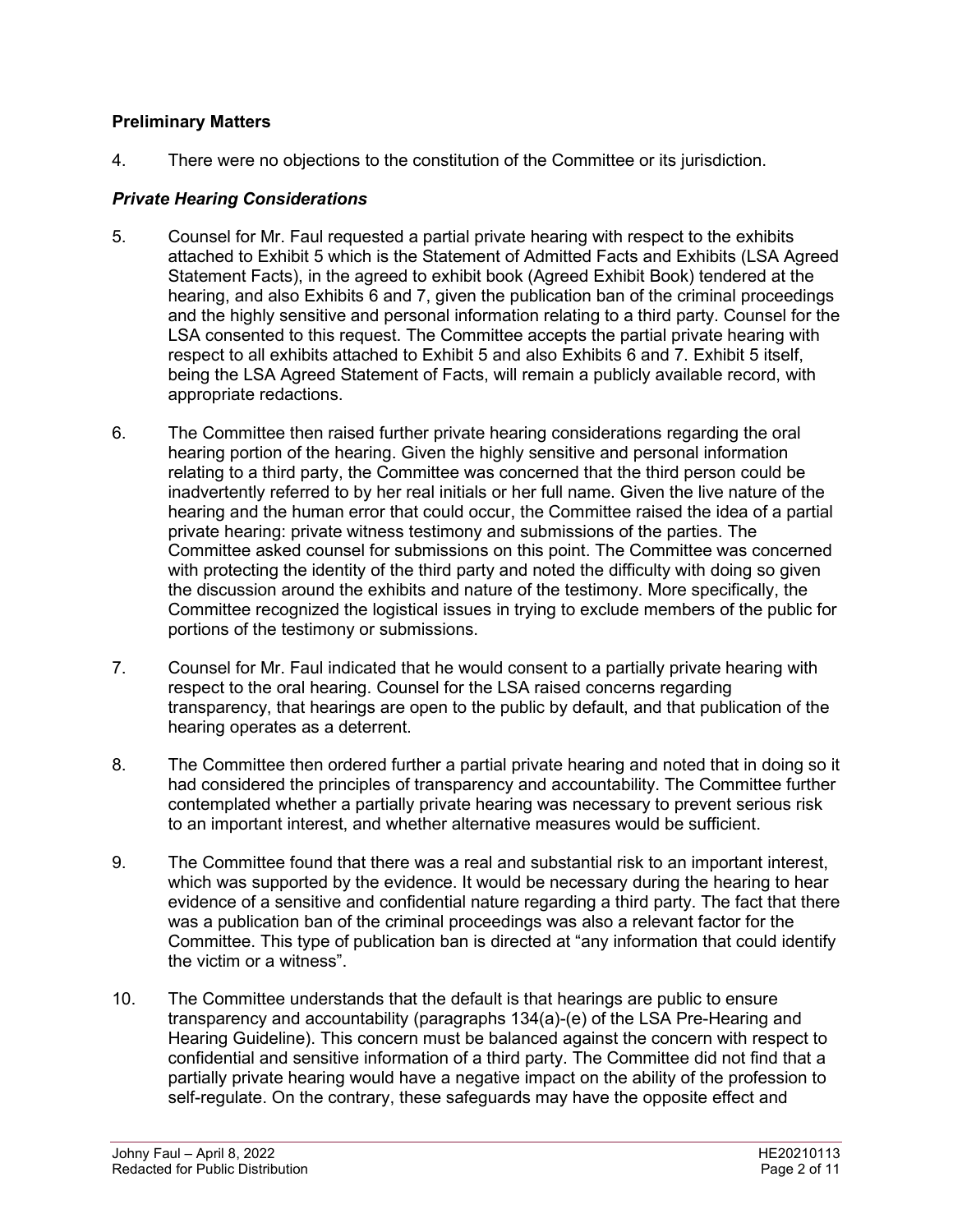## Preliminary Matters

4. There were no objections to the constitution of the Committee or its jurisdiction.

### *Private Hearing Considerations*

5. Counsel for Mr. Faul requested a partial private hearing with respect to the exhibits attached to Exhibit 5 which is the Statement of Admitted Facts and Exhibits (LSA Agreed Statement Facts), in the agreed to exhibit book (Agreed Exhibit Book) tendered at the hearing, and also Exhibits 6 and 7, given the publication ban of the criminal proceedings and the highly sensitive and personal information relating to a third party. Counsel for the LSA consented to this request. The Committee accepts the partial private hearing with respect to all exhibits attached to Exhibit 5 and also Exhibits 6 and 7. Exhibit 5 itself, being the LSA Agreed Statement of Facts, will remain a publicly available record, with appropriate redactions.

6. The Committee then raised further private hearing considerations regarding the oral hearing portion of the hearing. Given the highly sensitive and personal information relating to a third party, the Committee was concerned that the third person could be inadvertently referred to by her real initials or her full name. Given the live nature of the hearing and the human error that could occur, the Committee raised the idea of a partial private hearing: private witness testimony and submissions of the parties. The Committee asked counsel for submissions on this point. The Committee was concerned with protecting the identity of the third party and noted the difficulty with doing so given the discussion around the exhibits and nature of the testimony. More specifically, the Committee recognized the logistical issues in trying to exclude members of the public for portions of the testimony or submissions.

7. Counsel for Mr. Faul indicated that he would consent to a partially private hearing with respect to the oral hearing. Counsel for the LSA raised concerns regarding transparency, that hearings are open to the public by default, and that publication of the hearing operates as a deterrent.

8. The Committee then ordered further a partial private hearing and noted that in doing so it had considered the principles of transparency and accountability. The Committee further contemplated whether a partially private hearing was necessary to prevent serious risk to an important interest, and whether alternative measures would be sufficient.

9. The Committee found that there was a real and substantial risk to an important interest, which was supported by the evidence. It would be necessary during the hearing to hear evidence of a sensitive and confidential nature regarding a third party. The fact that there was a publication ban of the criminal proceedings was also a relevant factor for the Committee. This type of publication ban is directed at "any information that could identify the victim or a witness".

10. The Committee understands that the default is that hearings are public to ensure transparency and accountability (paragraphs 134(a)-(e) of the LSA Pre-Hearing and Hearing Guideline). This concern must be balanced against the concern with respect to confidential and sensitive information of a third party. The Committee did not find that a partially private hearing would have a negative impact on the ability of the profession to self-regulate. On the contrary, these safeguards may have the opposite effect and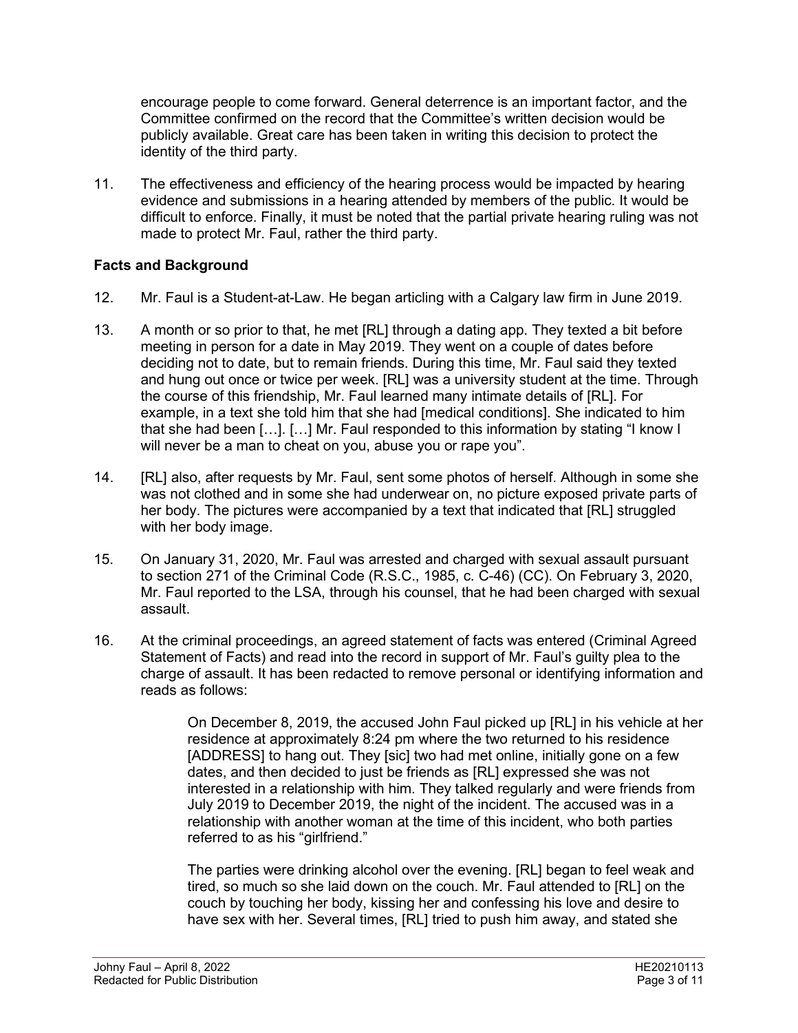encourage people to come forward. General deterrence is an important factor, and the Committee confirmed on the record that the Committee's written decision would be publicly available. Great care has been taken in writing this decision to protect the identity of the third party.

11. The effectiveness and efficiency of the hearing process would be impacted by hearing evidence and submissions in a hearing attended by members of the public. It would be difficult to enforce. Finally, it must be noted that the partial private hearing ruling was not made to protect Mr. Faul, rather the third party.

## Facts and Background

12. Mr. Faul is a Student-at-Law. He began articling with a Calgary law firm in June 2019.

13. A month or so prior to that, he met [RL] through a dating app. They texted a bit before meeting in person for a date in May 2019. They went on a couple of dates before deciding not to date, but to remain friends. During this time, Mr. Faul said they texted and hung out once or twice per week. [RL] was a university student at the time. Through the course of this friendship, Mr. Faul learned many intimate details of [RL]. For example, in a text she told him that she had [medical conditions]. She indicated to him that she had been […]. […] Mr. Faul responded to this information by stating "I know I will never be a man to cheat on you, abuse you or rape you".

14. [RL] also, after requests by Mr. Faul, sent some photos of herself. Although in some she was not clothed and in some she had underwear on, no picture exposed private parts of her body. The pictures were accompanied by a text that indicated that [RL] struggled with her body image.

15. On January 31, 2020, Mr. Faul was arrested and charged with sexual assault pursuant to section 271 of the Criminal Code (R.S.C., 1985, c. C-46) (CC). On February 3, 2020, Mr. Faul reported to the LSA, through his counsel, that he had been charged with sexual assault.

16. At the criminal proceedings, an agreed statement of facts was entered (Criminal Agreed Statement of Facts) and read into the record in support of Mr. Faul's guilty plea to the charge of assault. It has been redacted to remove personal or identifying information and reads as follows:

> On December 8, 2019, the accused John Faul picked up [RL] in his vehicle at her residence at approximately 8:24 pm where the two returned to his residence [ADDRESS] to hang out. They [sic] two had met online, initially gone on a few dates, and then decided to just be friends as [RL] expressed she was not interested in a relationship with him. They talked regularly and were friends from July 2019 to December 2019, the night of the incident. The accused was in a relationship with another woman at the time of this incident, who both parties referred to as his "girlfriend."
>
> The parties were drinking alcohol over the evening. [RL] began to feel weak and tired, so much so she laid down on the couch. Mr. Faul attended to [RL] on the couch by touching her body, kissing her and confessing his love and desire to have sex with her. Several times, [RL] tried to push him away, and stated she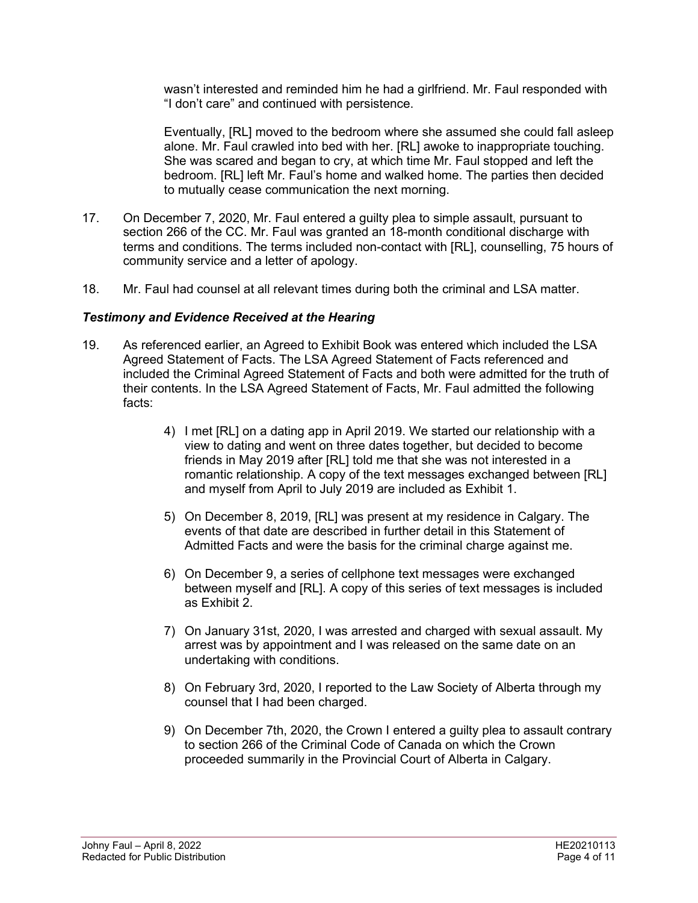wasn't interested and reminded him he had a girlfriend. Mr. Faul responded with "I don't care" and continued with persistence.

Eventually, [RL] moved to the bedroom where she assumed she could fall asleep alone. Mr. Faul crawled into bed with her. [RL] awoke to inappropriate touching. She was scared and began to cry, at which time Mr. Faul stopped and left the bedroom. [RL] left Mr. Faul's home and walked home. The parties then decided to mutually cease communication the next morning.

17. On December 7, 2020, Mr. Faul entered a guilty plea to simple assault, pursuant to section 266 of the CC. Mr. Faul was granted an 18-month conditional discharge with terms and conditions. The terms included non-contact with [RL], counselling, 75 hours of community service and a letter of apology.

18. Mr. Faul had counsel at all relevant times during both the criminal and LSA matter.

### *Testimony and Evidence Received at the Hearing*

19. As referenced earlier, an Agreed to Exhibit Book was entered which included the LSA Agreed Statement of Facts. The LSA Agreed Statement of Facts referenced and included the Criminal Agreed Statement of Facts and both were admitted for the truth of their contents. In the LSA Agreed Statement of Facts, Mr. Faul admitted the following facts:

    4) I met [RL] on a dating app in April 2019. We started our relationship with a view to dating and went on three dates together, but decided to become friends in May 2019 after [RL] told me that she was not interested in a romantic relationship. A copy of the text messages exchanged between [RL] and myself from April to July 2019 are included as Exhibit 1.

    5) On December 8, 2019, [RL] was present at my residence in Calgary. The events of that date are described in further detail in this Statement of Admitted Facts and were the basis for the criminal charge against me.

    6) On December 9, a series of cellphone text messages were exchanged between myself and [RL]. A copy of this series of text messages is included as Exhibit 2.

    7) On January 31st, 2020, I was arrested and charged with sexual assault. My arrest was by appointment and I was released on the same date on an undertaking with conditions.

    8) On February 3rd, 2020, I reported to the Law Society of Alberta through my counsel that I had been charged.

    9) On December 7th, 2020, the Crown I entered a guilty plea to assault contrary to section 266 of the Criminal Code of Canada on which the Crown proceeded summarily in the Provincial Court of Alberta in Calgary.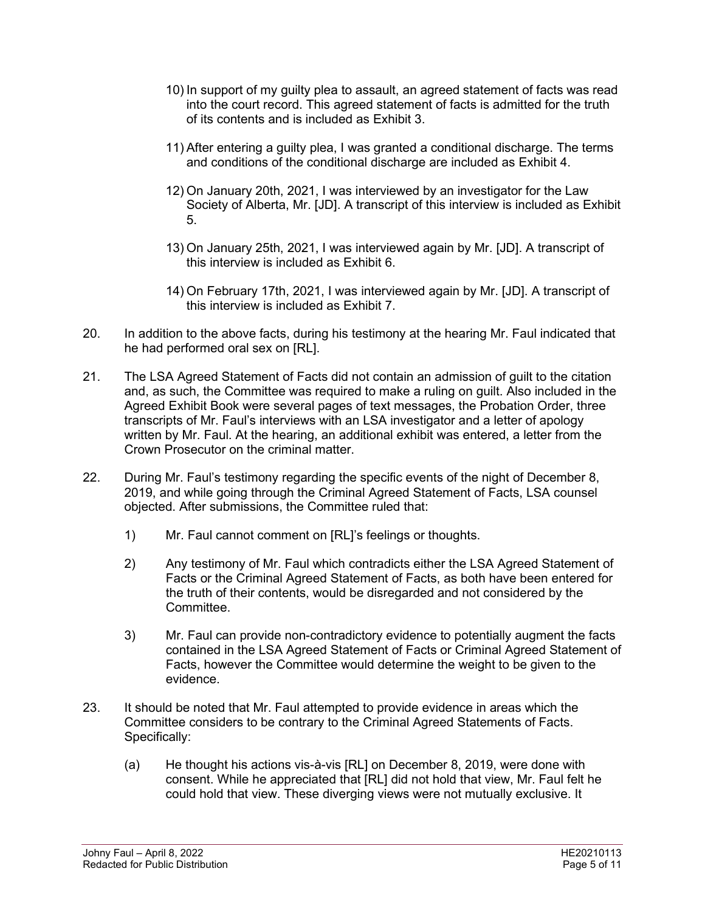10) In support of my guilty plea to assault, an agreed statement of facts was read into the court record. This agreed statement of facts is admitted for the truth of its contents and is included as Exhibit 3.

11) After entering a guilty plea, I was granted a conditional discharge. The terms and conditions of the conditional discharge are included as Exhibit 4.

12) On January 20th, 2021, I was interviewed by an investigator for the Law Society of Alberta, Mr. [JD]. A transcript of this interview is included as Exhibit 5.

13) On January 25th, 2021, I was interviewed again by Mr. [JD]. A transcript of this interview is included as Exhibit 6.

14) On February 17th, 2021, I was interviewed again by Mr. [JD]. A transcript of this interview is included as Exhibit 7.

20. In addition to the above facts, during his testimony at the hearing Mr. Faul indicated that he had performed oral sex on [RL].

21. The LSA Agreed Statement of Facts did not contain an admission of guilt to the citation and, as such, the Committee was required to make a ruling on guilt. Also included in the Agreed Exhibit Book were several pages of text messages, the Probation Order, three transcripts of Mr. Faul's interviews with an LSA investigator and a letter of apology written by Mr. Faul. At the hearing, an additional exhibit was entered, a letter from the Crown Prosecutor on the criminal matter.

22. During Mr. Faul's testimony regarding the specific events of the night of December 8, 2019, and while going through the Criminal Agreed Statement of Facts, LSA counsel objected. After submissions, the Committee ruled that:

1) Mr. Faul cannot comment on [RL]'s feelings or thoughts.

2) Any testimony of Mr. Faul which contradicts either the LSA Agreed Statement of Facts or the Criminal Agreed Statement of Facts, as both have been entered for the truth of their contents, would be disregarded and not considered by the Committee.

3) Mr. Faul can provide non-contradictory evidence to potentially augment the facts contained in the LSA Agreed Statement of Facts or Criminal Agreed Statement of Facts, however the Committee would determine the weight to be given to the evidence.

23. It should be noted that Mr. Faul attempted to provide evidence in areas which the Committee considers to be contrary to the Criminal Agreed Statements of Facts. Specifically:

(a) He thought his actions vis-à-vis [RL] on December 8, 2019, were done with consent. While he appreciated that [RL] did not hold that view, Mr. Faul felt he could hold that view. These diverging views were not mutually exclusive. It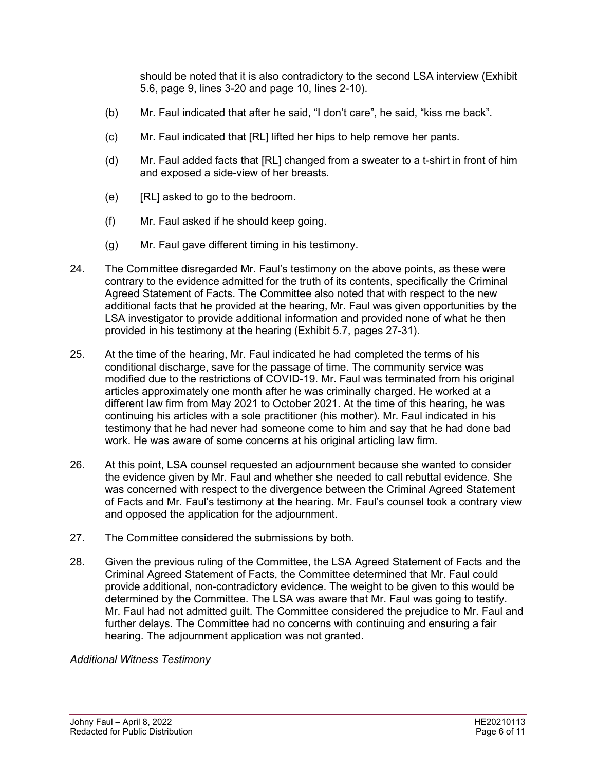should be noted that it is also contradictory to the second LSA interview (Exhibit 5.6, page 9, lines 3-20 and page 10, lines 2-10).

(b) Mr. Faul indicated that after he said, "I don't care", he said, "kiss me back".

(c) Mr. Faul indicated that [RL] lifted her hips to help remove her pants.

(d) Mr. Faul added facts that [RL] changed from a sweater to a t-shirt in front of him and exposed a side-view of her breasts.

(e) [RL] asked to go to the bedroom.

(f) Mr. Faul asked if he should keep going.

(g) Mr. Faul gave different timing in his testimony.

24. The Committee disregarded Mr. Faul's testimony on the above points, as these were contrary to the evidence admitted for the truth of its contents, specifically the Criminal Agreed Statement of Facts. The Committee also noted that with respect to the new additional facts that he provided at the hearing, Mr. Faul was given opportunities by the LSA investigator to provide additional information and provided none of what he then provided in his testimony at the hearing (Exhibit 5.7, pages 27-31).

25. At the time of the hearing, Mr. Faul indicated he had completed the terms of his conditional discharge, save for the passage of time. The community service was modified due to the restrictions of COVID-19. Mr. Faul was terminated from his original articles approximately one month after he was criminally charged. He worked at a different law firm from May 2021 to October 2021. At the time of this hearing, he was continuing his articles with a sole practitioner (his mother). Mr. Faul indicated in his testimony that he had never had someone come to him and say that he had done bad work. He was aware of some concerns at his original articling law firm.

26. At this point, LSA counsel requested an adjournment because she wanted to consider the evidence given by Mr. Faul and whether she needed to call rebuttal evidence. She was concerned with respect to the divergence between the Criminal Agreed Statement of Facts and Mr. Faul's testimony at the hearing. Mr. Faul's counsel took a contrary view and opposed the application for the adjournment.

27. The Committee considered the submissions by both.

28. Given the previous ruling of the Committee, the LSA Agreed Statement of Facts and the Criminal Agreed Statement of Facts, the Committee determined that Mr. Faul could provide additional, non-contradictory evidence. The weight to be given to this would be determined by the Committee. The LSA was aware that Mr. Faul was going to testify. Mr. Faul had not admitted guilt. The Committee considered the prejudice to Mr. Faul and further delays. The Committee had no concerns with continuing and ensuring a fair hearing. The adjournment application was not granted.

*Additional Witness Testimony*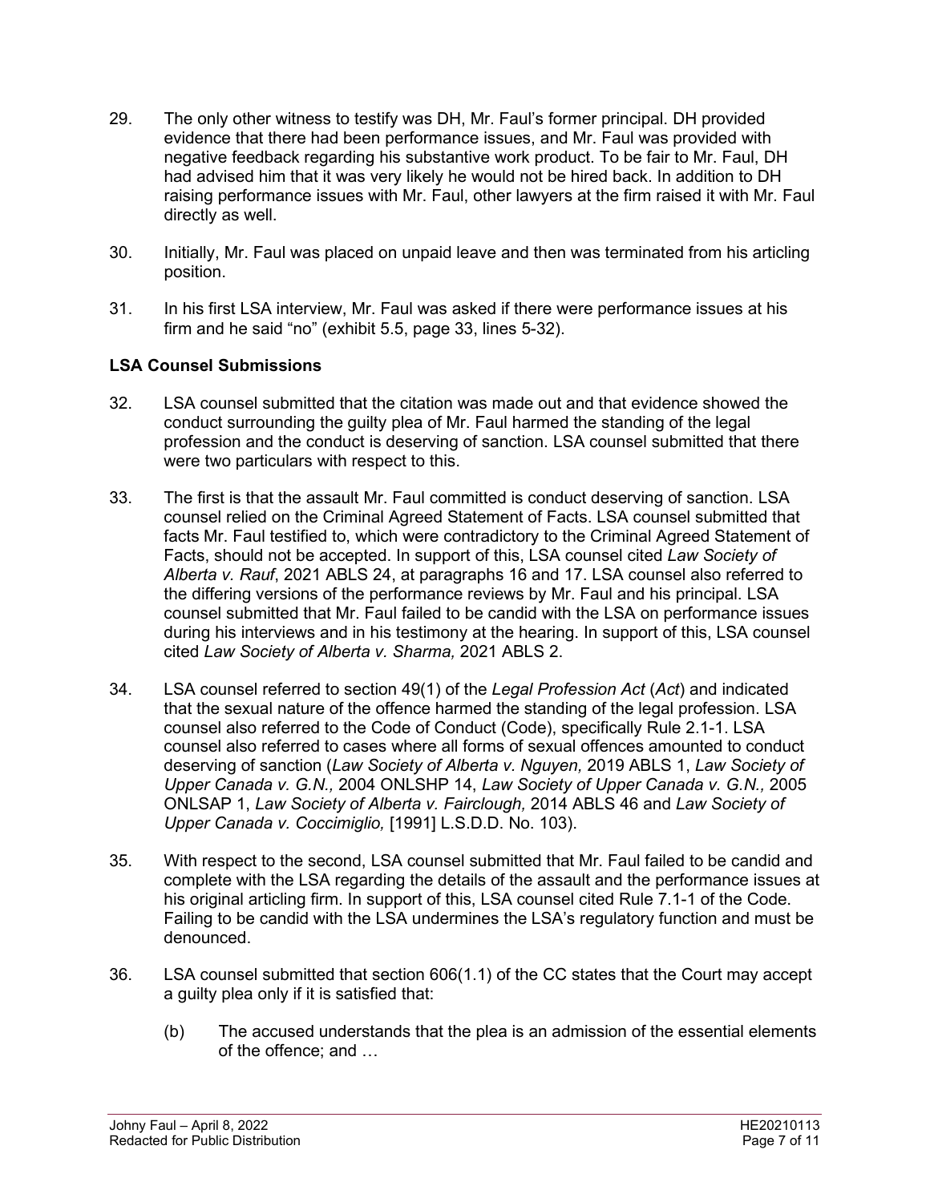29. The only other witness to testify was DH, Mr. Faul's former principal. DH provided evidence that there had been performance issues, and Mr. Faul was provided with negative feedback regarding his substantive work product. To be fair to Mr. Faul, DH had advised him that it was very likely he would not be hired back. In addition to DH raising performance issues with Mr. Faul, other lawyers at the firm raised it with Mr. Faul directly as well.

30. Initially, Mr. Faul was placed on unpaid leave and then was terminated from his articling position.

31. In his first LSA interview, Mr. Faul was asked if there were performance issues at his firm and he said "no" (exhibit 5.5, page 33, lines 5-32).

**LSA Counsel Submissions**

32. LSA counsel submitted that the citation was made out and that evidence showed the conduct surrounding the guilty plea of Mr. Faul harmed the standing of the legal profession and the conduct is deserving of sanction. LSA counsel submitted that there were two particulars with respect to this.

33. The first is that the assault Mr. Faul committed is conduct deserving of sanction. LSA counsel relied on the Criminal Agreed Statement of Facts. LSA counsel submitted that facts Mr. Faul testified to, which were contradictory to the Criminal Agreed Statement of Facts, should not be accepted. In support of this, LSA counsel cited *Law Society of Alberta v. Rauf*, 2021 ABLS 24, at paragraphs 16 and 17. LSA counsel also referred to the differing versions of the performance reviews by Mr. Faul and his principal. LSA counsel submitted that Mr. Faul failed to be candid with the LSA on performance issues during his interviews and in his testimony at the hearing. In support of this, LSA counsel cited *Law Society of Alberta v. Sharma,* 2021 ABLS 2.

34. LSA counsel referred to section 49(1) of the *Legal Profession Act* (*Act*) and indicated that the sexual nature of the offence harmed the standing of the legal profession. LSA counsel also referred to the Code of Conduct (Code), specifically Rule 2.1-1. LSA counsel also referred to cases where all forms of sexual offences amounted to conduct deserving of sanction (*Law Society of Alberta v. Nguyen,* 2019 ABLS 1, *Law Society of Upper Canada v. G.N.,* 2004 ONLSHP 14, *Law Society of Upper Canada v. G.N.,* 2005 ONLSAP 1, *Law Society of Alberta v. Fairclough,* 2014 ABLS 46 and *Law Society of Upper Canada v. Coccimiglio,* [1991] L.S.D.D. No. 103).

35. With respect to the second, LSA counsel submitted that Mr. Faul failed to be candid and complete with the LSA regarding the details of the assault and the performance issues at his original articling firm. In support of this, LSA counsel cited Rule 7.1-1 of the Code. Failing to be candid with the LSA undermines the LSA's regulatory function and must be denounced.

36. LSA counsel submitted that section 606(1.1) of the CC states that the Court may accept a guilty plea only if it is satisfied that:

    (b) The accused understands that the plea is an admission of the essential elements of the offence; and …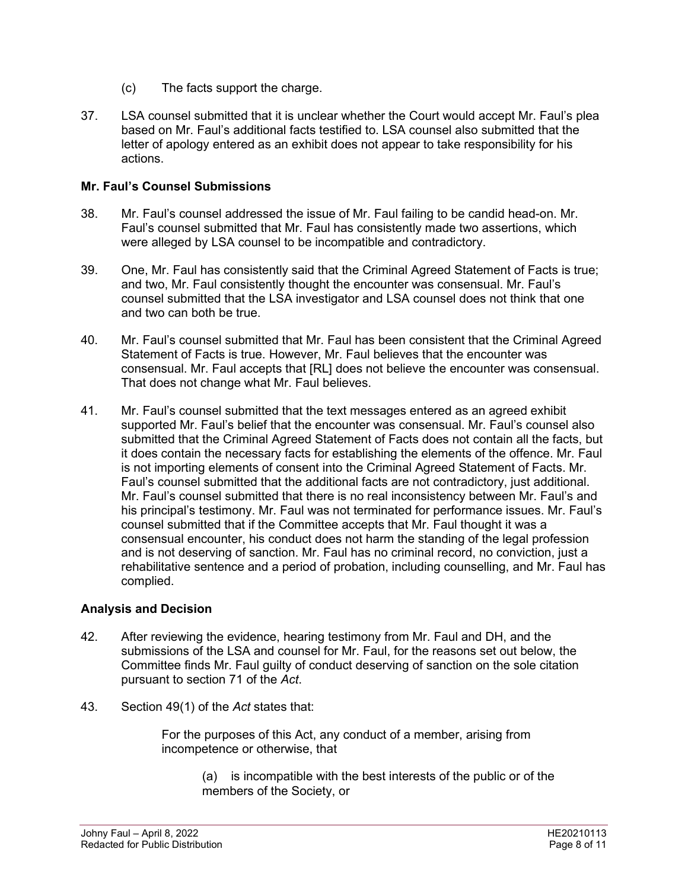(c) The facts support the charge.

37. LSA counsel submitted that it is unclear whether the Court would accept Mr. Faul's plea based on Mr. Faul's additional facts testified to. LSA counsel also submitted that the letter of apology entered as an exhibit does not appear to take responsibility for his actions.

**Mr. Faul's Counsel Submissions**

38. Mr. Faul's counsel addressed the issue of Mr. Faul failing to be candid head-on. Mr. Faul's counsel submitted that Mr. Faul has consistently made two assertions, which were alleged by LSA counsel to be incompatible and contradictory.

39. One, Mr. Faul has consistently said that the Criminal Agreed Statement of Facts is true; and two, Mr. Faul consistently thought the encounter was consensual. Mr. Faul's counsel submitted that the LSA investigator and LSA counsel does not think that one and two can both be true.

40. Mr. Faul's counsel submitted that Mr. Faul has been consistent that the Criminal Agreed Statement of Facts is true. However, Mr. Faul believes that the encounter was consensual. Mr. Faul accepts that [RL] does not believe the encounter was consensual. That does not change what Mr. Faul believes.

41. Mr. Faul's counsel submitted that the text messages entered as an agreed exhibit supported Mr. Faul's belief that the encounter was consensual. Mr. Faul's counsel also submitted that the Criminal Agreed Statement of Facts does not contain all the facts, but it does contain the necessary facts for establishing the elements of the offence. Mr. Faul is not importing elements of consent into the Criminal Agreed Statement of Facts. Mr. Faul's counsel submitted that the additional facts are not contradictory, just additional. Mr. Faul's counsel submitted that there is no real inconsistency between Mr. Faul's and his principal's testimony. Mr. Faul was not terminated for performance issues. Mr. Faul's counsel submitted that if the Committee accepts that Mr. Faul thought it was a consensual encounter, his conduct does not harm the standing of the legal profession and is not deserving of sanction. Mr. Faul has no criminal record, no conviction, just a rehabilitative sentence and a period of probation, including counselling, and Mr. Faul has complied.

**Analysis and Decision**

42. After reviewing the evidence, hearing testimony from Mr. Faul and DH, and the submissions of the LSA and counsel for Mr. Faul, for the reasons set out below, the Committee finds Mr. Faul guilty of conduct deserving of sanction on the sole citation pursuant to section 71 of the *Act*.

43. Section 49(1) of the *Act* states that:

> For the purposes of this Act, any conduct of a member, arising from incompetence or otherwise, that
>
> > (a) is incompatible with the best interests of the public or of the members of the Society, or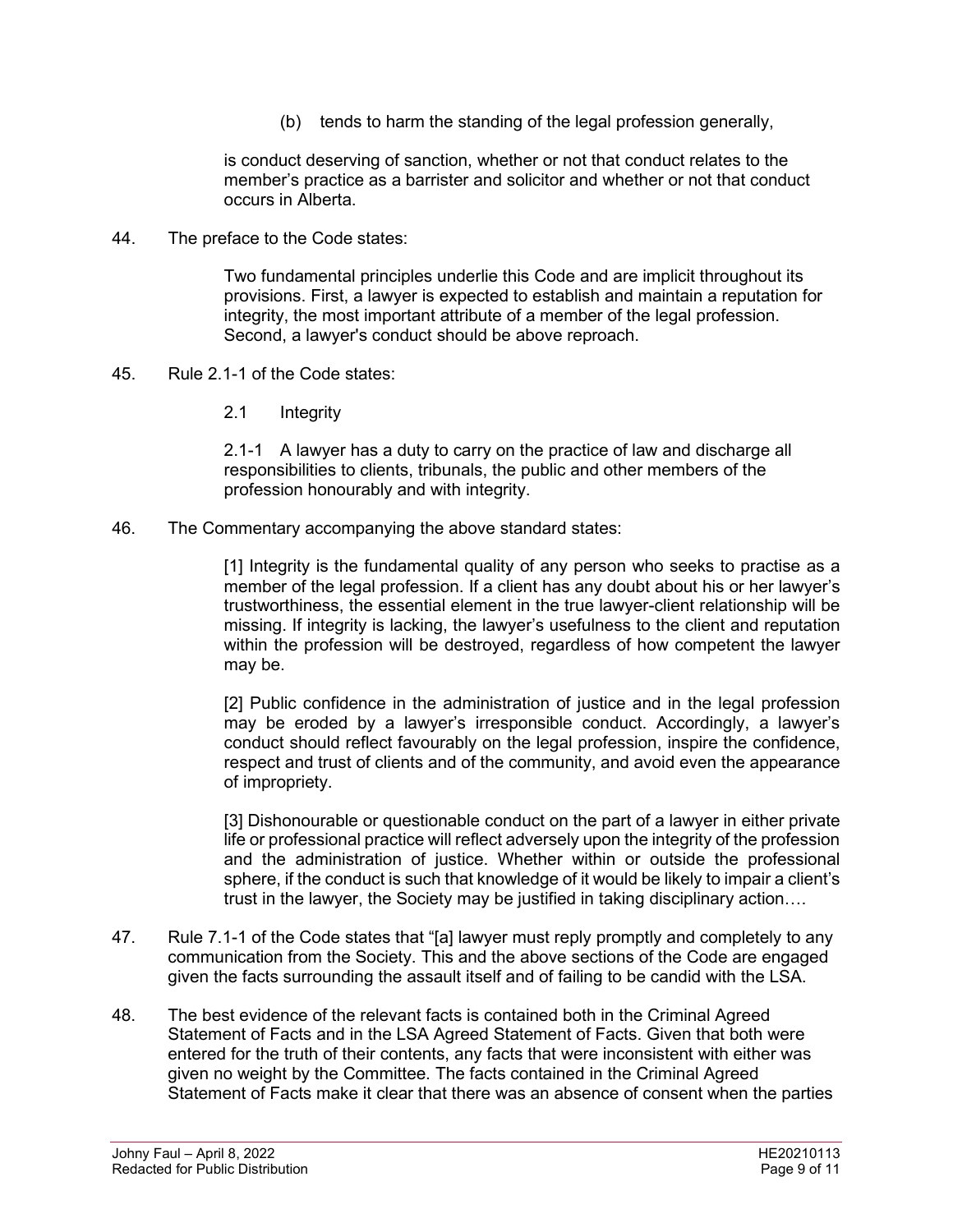(b) tends to harm the standing of the legal profession generally,

is conduct deserving of sanction, whether or not that conduct relates to the member's practice as a barrister and solicitor and whether or not that conduct occurs in Alberta.

44. The preface to the Code states:

> Two fundamental principles underlie this Code and are implicit throughout its provisions. First, a lawyer is expected to establish and maintain a reputation for integrity, the most important attribute of a member of the legal profession. Second, a lawyer's conduct should be above reproach.

45. Rule 2.1-1 of the Code states:

> 2.1 Integrity
>
> 2.1-1 A lawyer has a duty to carry on the practice of law and discharge all responsibilities to clients, tribunals, the public and other members of the profession honourably and with integrity.

46. The Commentary accompanying the above standard states:

> [1] Integrity is the fundamental quality of any person who seeks to practise as a member of the legal profession. If a client has any doubt about his or her lawyer's trustworthiness, the essential element in the true lawyer-client relationship will be missing. If integrity is lacking, the lawyer's usefulness to the client and reputation within the profession will be destroyed, regardless of how competent the lawyer may be.
>
> [2] Public confidence in the administration of justice and in the legal profession may be eroded by a lawyer's irresponsible conduct. Accordingly, a lawyer's conduct should reflect favourably on the legal profession, inspire the confidence, respect and trust of clients and of the community, and avoid even the appearance of impropriety.
>
> [3] Dishonourable or questionable conduct on the part of a lawyer in either private life or professional practice will reflect adversely upon the integrity of the profession and the administration of justice. Whether within or outside the professional sphere, if the conduct is such that knowledge of it would be likely to impair a client's trust in the lawyer, the Society may be justified in taking disciplinary action….

47. Rule 7.1-1 of the Code states that "[a] lawyer must reply promptly and completely to any communication from the Society. This and the above sections of the Code are engaged given the facts surrounding the assault itself and of failing to be candid with the LSA.

48. The best evidence of the relevant facts is contained both in the Criminal Agreed Statement of Facts and in the LSA Agreed Statement of Facts. Given that both were entered for the truth of their contents, any facts that were inconsistent with either was given no weight by the Committee. The facts contained in the Criminal Agreed Statement of Facts make it clear that there was an absence of consent when the parties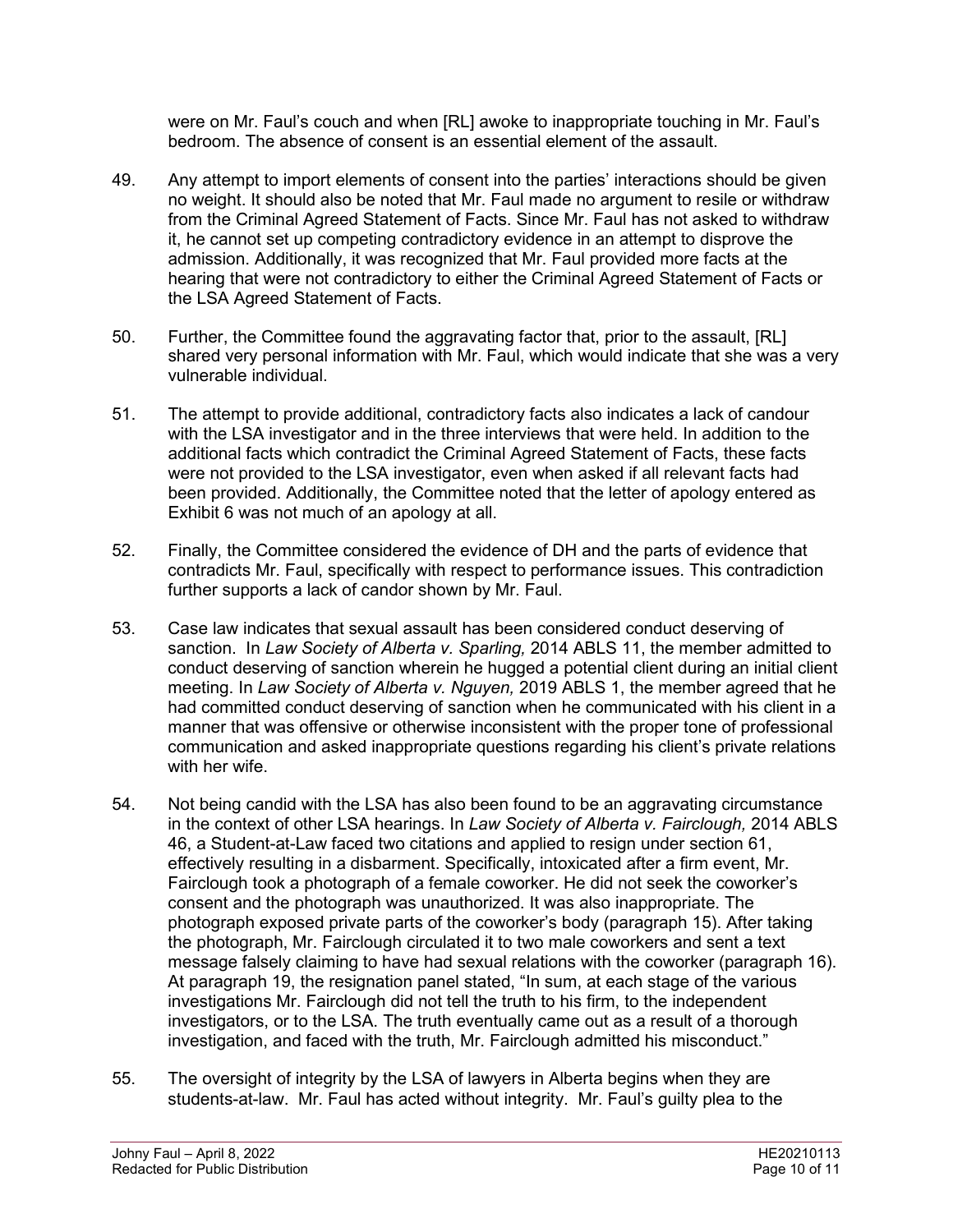were on Mr. Faul's couch and when [RL] awoke to inappropriate touching in Mr. Faul's bedroom. The absence of consent is an essential element of the assault.

49. Any attempt to import elements of consent into the parties' interactions should be given no weight. It should also be noted that Mr. Faul made no argument to resile or withdraw from the Criminal Agreed Statement of Facts. Since Mr. Faul has not asked to withdraw it, he cannot set up competing contradictory evidence in an attempt to disprove the admission. Additionally, it was recognized that Mr. Faul provided more facts at the hearing that were not contradictory to either the Criminal Agreed Statement of Facts or the LSA Agreed Statement of Facts.

50. Further, the Committee found the aggravating factor that, prior to the assault, [RL] shared very personal information with Mr. Faul, which would indicate that she was a very vulnerable individual.

51. The attempt to provide additional, contradictory facts also indicates a lack of candour with the LSA investigator and in the three interviews that were held. In addition to the additional facts which contradict the Criminal Agreed Statement of Facts, these facts were not provided to the LSA investigator, even when asked if all relevant facts had been provided. Additionally, the Committee noted that the letter of apology entered as Exhibit 6 was not much of an apology at all.

52. Finally, the Committee considered the evidence of DH and the parts of evidence that contradicts Mr. Faul, specifically with respect to performance issues. This contradiction further supports a lack of candor shown by Mr. Faul.

53. Case law indicates that sexual assault has been considered conduct deserving of sanction. In *Law Society of Alberta v. Sparling,* 2014 ABLS 11, the member admitted to conduct deserving of sanction wherein he hugged a potential client during an initial client meeting. In *Law Society of Alberta v. Nguyen,* 2019 ABLS 1, the member agreed that he had committed conduct deserving of sanction when he communicated with his client in a manner that was offensive or otherwise inconsistent with the proper tone of professional communication and asked inappropriate questions regarding his client's private relations with her wife.

54. Not being candid with the LSA has also been found to be an aggravating circumstance in the context of other LSA hearings. In *Law Society of Alberta v. Fairclough,* 2014 ABLS 46, a Student-at-Law faced two citations and applied to resign under section 61, effectively resulting in a disbarment. Specifically, intoxicated after a firm event, Mr. Fairclough took a photograph of a female coworker. He did not seek the coworker's consent and the photograph was unauthorized. It was also inappropriate. The photograph exposed private parts of the coworker's body (paragraph 15). After taking the photograph, Mr. Fairclough circulated it to two male coworkers and sent a text message falsely claiming to have had sexual relations with the coworker (paragraph 16). At paragraph 19, the resignation panel stated, "In sum, at each stage of the various investigations Mr. Fairclough did not tell the truth to his firm, to the independent investigators, or to the LSA. The truth eventually came out as a result of a thorough investigation, and faced with the truth, Mr. Fairclough admitted his misconduct."

55. The oversight of integrity by the LSA of lawyers in Alberta begins when they are students-at-law. Mr. Faul has acted without integrity. Mr. Faul's guilty plea to the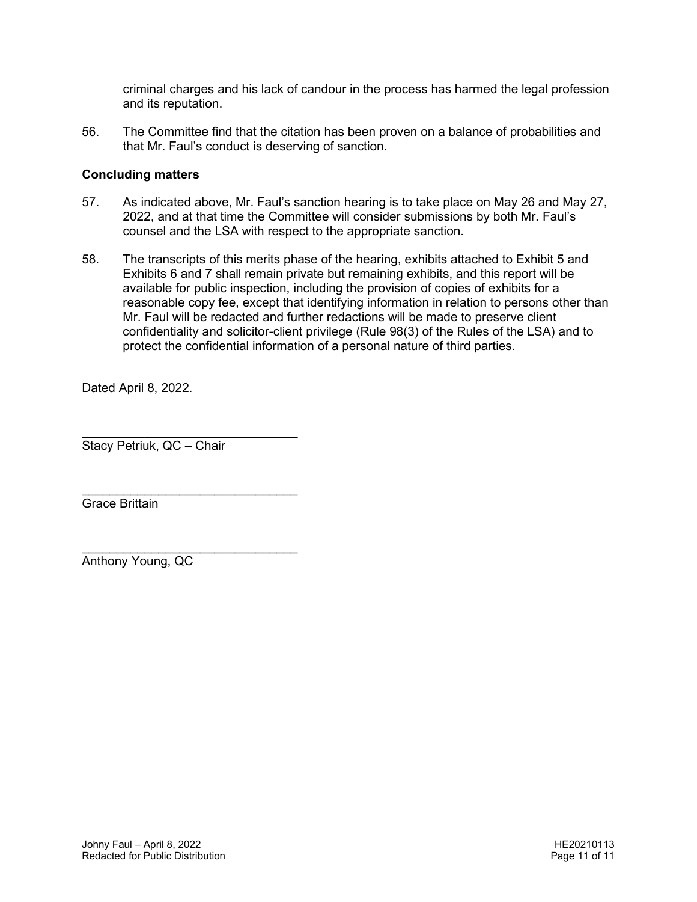criminal charges and his lack of candour in the process has harmed the legal profession and its reputation.

56. The Committee find that the citation has been proven on a balance of probabilities and that Mr. Faul's conduct is deserving of sanction.

**Concluding matters**

57. As indicated above, Mr. Faul's sanction hearing is to take place on May 26 and May 27, 2022, and at that time the Committee will consider submissions by both Mr. Faul's counsel and the LSA with respect to the appropriate sanction.

58. The transcripts of this merits phase of the hearing, exhibits attached to Exhibit 5 and Exhibits 6 and 7 shall remain private but remaining exhibits, and this report will be available for public inspection, including the provision of copies of exhibits for a reasonable copy fee, except that identifying information in relation to persons other than Mr. Faul will be redacted and further redactions will be made to preserve client confidentiality and solicitor-client privilege (Rule 98(3) of the Rules of the LSA) and to protect the confidential information of a personal nature of third parties.

Dated April 8, 2022.

_______________________________
Stacy Petriuk, QC – Chair

_______________________________
Grace Brittain

_______________________________
Anthony Young, QC